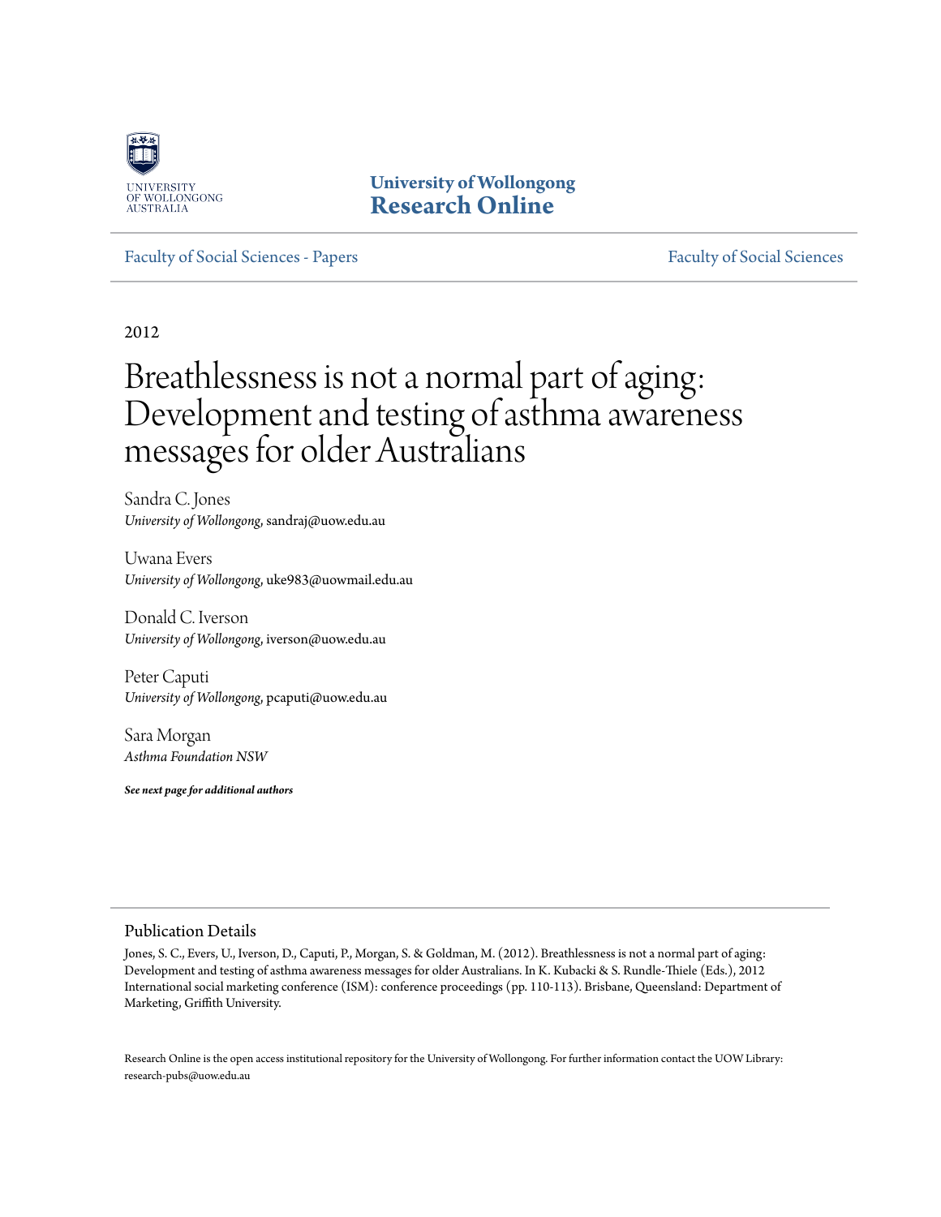University of Wollongong
**Research Online**

Faculty of Social Sciences - Papers | Faculty of Social Sciences

2012

# Breathlessness is not a normal part of aging: Development and testing of asthma awareness messages for older Australians

Sandra C. Jones
*University of Wollongong*, sandraj@uow.edu.au

Uwana Evers
*University of Wollongong*, uke983@uowmail.edu.au

Donald C. Iverson
*University of Wollongong*, iverson@uow.edu.au

Peter Caputi
*University of Wollongong*, pcaputi@uow.edu.au

Sara Morgan
*Asthma Foundation NSW*

***See next page for additional authors***

## Publication Details

Jones, S. C., Evers, U., Iverson, D., Caputi, P., Morgan, S. & Goldman, M. (2012). Breathlessness is not a normal part of aging: Development and testing of asthma awareness messages for older Australians. In K. Kubacki & S. Rundle-Thiele (Eds.), 2012 International social marketing conference (ISM): conference proceedings (pp. 110-113). Brisbane, Queensland: Department of Marketing, Griffith University.

Research Online is the open access institutional repository for the University of Wollongong. For further information contact the UOW Library: research-pubs@uow.edu.au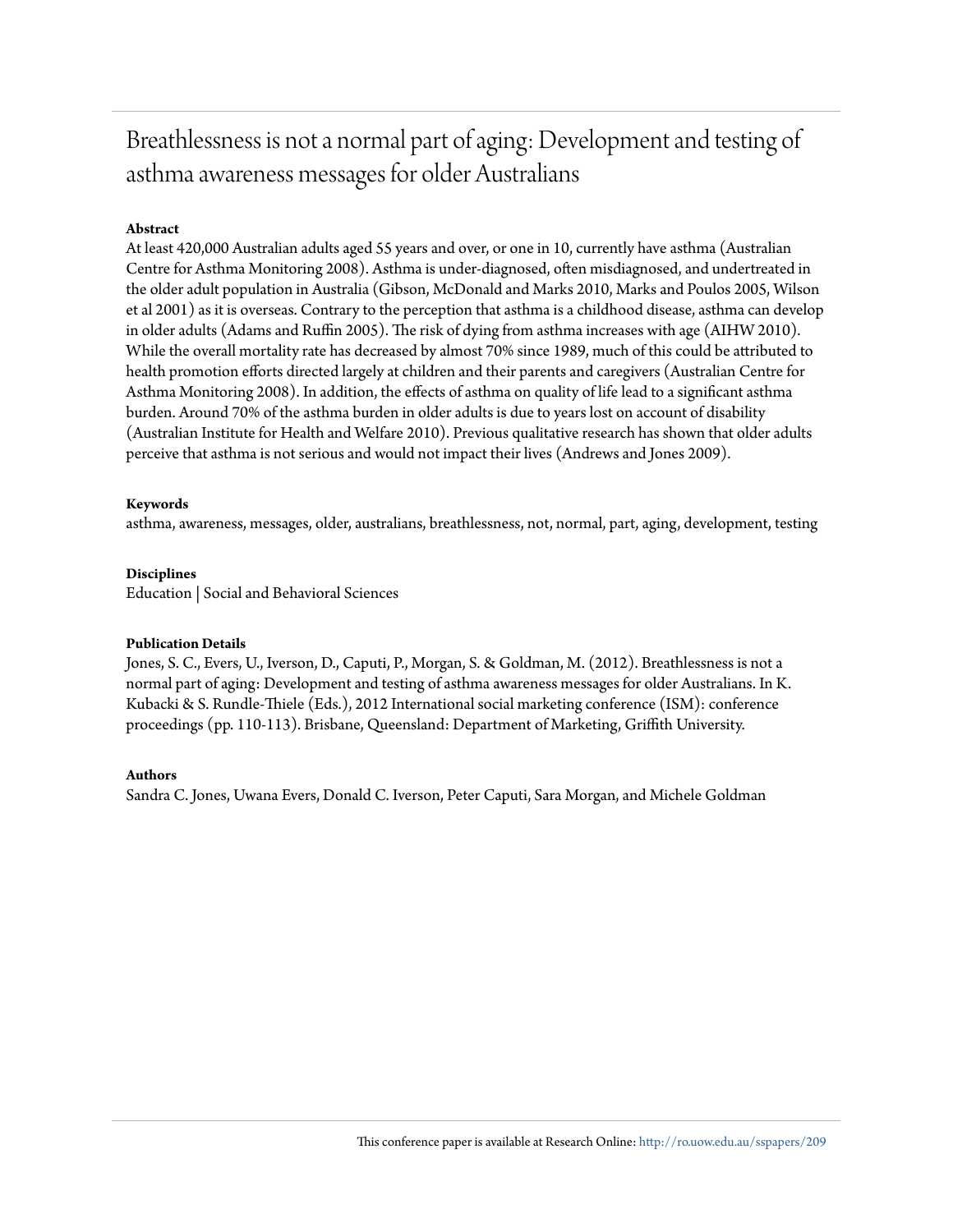# Breathlessness is not a normal part of aging: Development and testing of asthma awareness messages for older Australians

**Abstract**

At least 420,000 Australian adults aged 55 years and over, or one in 10, currently have asthma (Australian Centre for Asthma Monitoring 2008). Asthma is under-diagnosed, often misdiagnosed, and undertreated in the older adult population in Australia (Gibson, McDonald and Marks 2010, Marks and Poulos 2005, Wilson et al 2001) as it is overseas. Contrary to the perception that asthma is a childhood disease, asthma can develop in older adults (Adams and Ruffin 2005). The risk of dying from asthma increases with age (AIHW 2010). While the overall mortality rate has decreased by almost 70% since 1989, much of this could be attributed to health promotion efforts directed largely at children and their parents and caregivers (Australian Centre for Asthma Monitoring 2008). In addition, the effects of asthma on quality of life lead to a significant asthma burden. Around 70% of the asthma burden in older adults is due to years lost on account of disability (Australian Institute for Health and Welfare 2010). Previous qualitative research has shown that older adults perceive that asthma is not serious and would not impact their lives (Andrews and Jones 2009).

**Keywords**

asthma, awareness, messages, older, australians, breathlessness, not, normal, part, aging, development, testing

**Disciplines**

Education | Social and Behavioral Sciences

**Publication Details**

Jones, S. C., Evers, U., Iverson, D., Caputi, P., Morgan, S. & Goldman, M. (2012). Breathlessness is not a normal part of aging: Development and testing of asthma awareness messages for older Australians. In K. Kubacki & S. Rundle-Thiele (Eds.), 2012 International social marketing conference (ISM): conference proceedings (pp. 110-113). Brisbane, Queensland: Department of Marketing, Griffith University.

**Authors**

Sandra C. Jones, Uwana Evers, Donald C. Iverson, Peter Caputi, Sara Morgan, and Michele Goldman

This conference paper is available at Research Online: http://ro.uow.edu.au/sspapers/209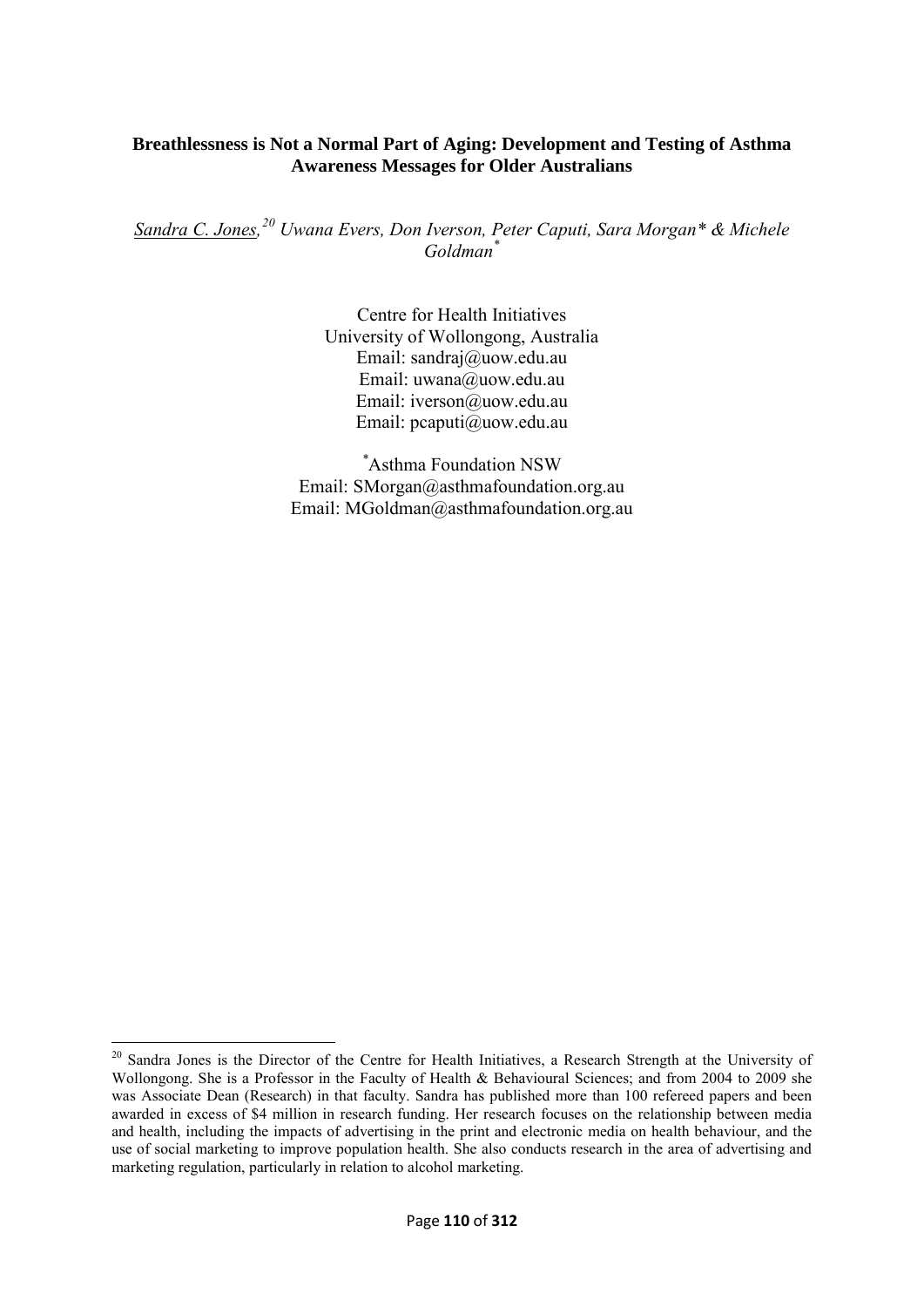**Breathlessness is Not a Normal Part of Aging: Development and Testing of Asthma Awareness Messages for Older Australians**

*Sandra C. Jones,*[20] *Uwana Evers, Don Iverson, Peter Caputi, Sara Morgan\* & Michele Goldman*[*]

Centre for Health Initiatives
University of Wollongong, Australia
Email: sandraj@uow.edu.au
Email: uwana@uow.edu.au
Email: iverson@uow.edu.au
Email: pcaputi@uow.edu.au

[*]Asthma Foundation NSW
Email: SMorgan@asthmafoundation.org.au
Email: MGoldman@asthmafoundation.org.au

---

[20] Sandra Jones is the Director of the Centre for Health Initiatives, a Research Strength at the University of Wollongong. She is a Professor in the Faculty of Health & Behavioural Sciences; and from 2004 to 2009 she was Associate Dean (Research) in that faculty. Sandra has published more than 100 refereed papers and been awarded in excess of $4 million in research funding. Her research focuses on the relationship between media and health, including the impacts of advertising in the print and electronic media on health behaviour, and the use of social marketing to improve population health. She also conducts research in the area of advertising and marketing regulation, particularly in relation to alcohol marketing.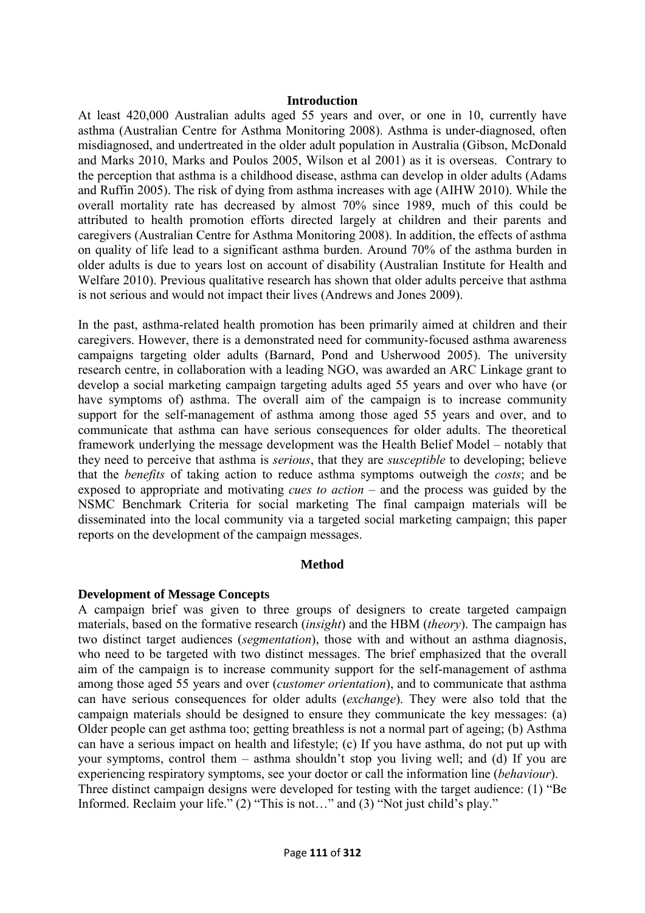## Introduction

At least 420,000 Australian adults aged 55 years and over, or one in 10, currently have asthma (Australian Centre for Asthma Monitoring 2008). Asthma is under-diagnosed, often misdiagnosed, and undertreated in the older adult population in Australia (Gibson, McDonald and Marks 2010, Marks and Poulos 2005, Wilson et al 2001) as it is overseas. Contrary to the perception that asthma is a childhood disease, asthma can develop in older adults (Adams and Ruffin 2005). The risk of dying from asthma increases with age (AIHW 2010). While the overall mortality rate has decreased by almost 70% since 1989, much of this could be attributed to health promotion efforts directed largely at children and their parents and caregivers (Australian Centre for Asthma Monitoring 2008). In addition, the effects of asthma on quality of life lead to a significant asthma burden. Around 70% of the asthma burden in older adults is due to years lost on account of disability (Australian Institute for Health and Welfare 2010). Previous qualitative research has shown that older adults perceive that asthma is not serious and would not impact their lives (Andrews and Jones 2009).

In the past, asthma-related health promotion has been primarily aimed at children and their caregivers. However, there is a demonstrated need for community-focused asthma awareness campaigns targeting older adults (Barnard, Pond and Usherwood 2005). The university research centre, in collaboration with a leading NGO, was awarded an ARC Linkage grant to develop a social marketing campaign targeting adults aged 55 years and over who have (or have symptoms of) asthma. The overall aim of the campaign is to increase community support for the self-management of asthma among those aged 55 years and over, and to communicate that asthma can have serious consequences for older adults. The theoretical framework underlying the message development was the Health Belief Model – notably that they need to perceive that asthma is *serious*, that they are *susceptible* to developing; believe that the *benefits* of taking action to reduce asthma symptoms outweigh the *costs*; and be exposed to appropriate and motivating *cues to action* – and the process was guided by the NSMC Benchmark Criteria for social marketing The final campaign materials will be disseminated into the local community via a targeted social marketing campaign; this paper reports on the development of the campaign messages.

## Method

### Development of Message Concepts

A campaign brief was given to three groups of designers to create targeted campaign materials, based on the formative research (*insight*) and the HBM (*theory*). The campaign has two distinct target audiences (*segmentation*), those with and without an asthma diagnosis, who need to be targeted with two distinct messages. The brief emphasized that the overall aim of the campaign is to increase community support for the self-management of asthma among those aged 55 years and over (*customer orientation*), and to communicate that asthma can have serious consequences for older adults (*exchange*). They were also told that the campaign materials should be designed to ensure they communicate the key messages: (a) Older people can get asthma too; getting breathless is not a normal part of ageing; (b) Asthma can have a serious impact on health and lifestyle; (c) If you have asthma, do not put up with your symptoms, control them – asthma shouldn't stop you living well; and (d) If you are experiencing respiratory symptoms, see your doctor or call the information line (*behaviour*).
Three distinct campaign designs were developed for testing with the target audience: (1) "Be Informed. Reclaim your life." (2) "This is not…" and (3) "Not just child's play."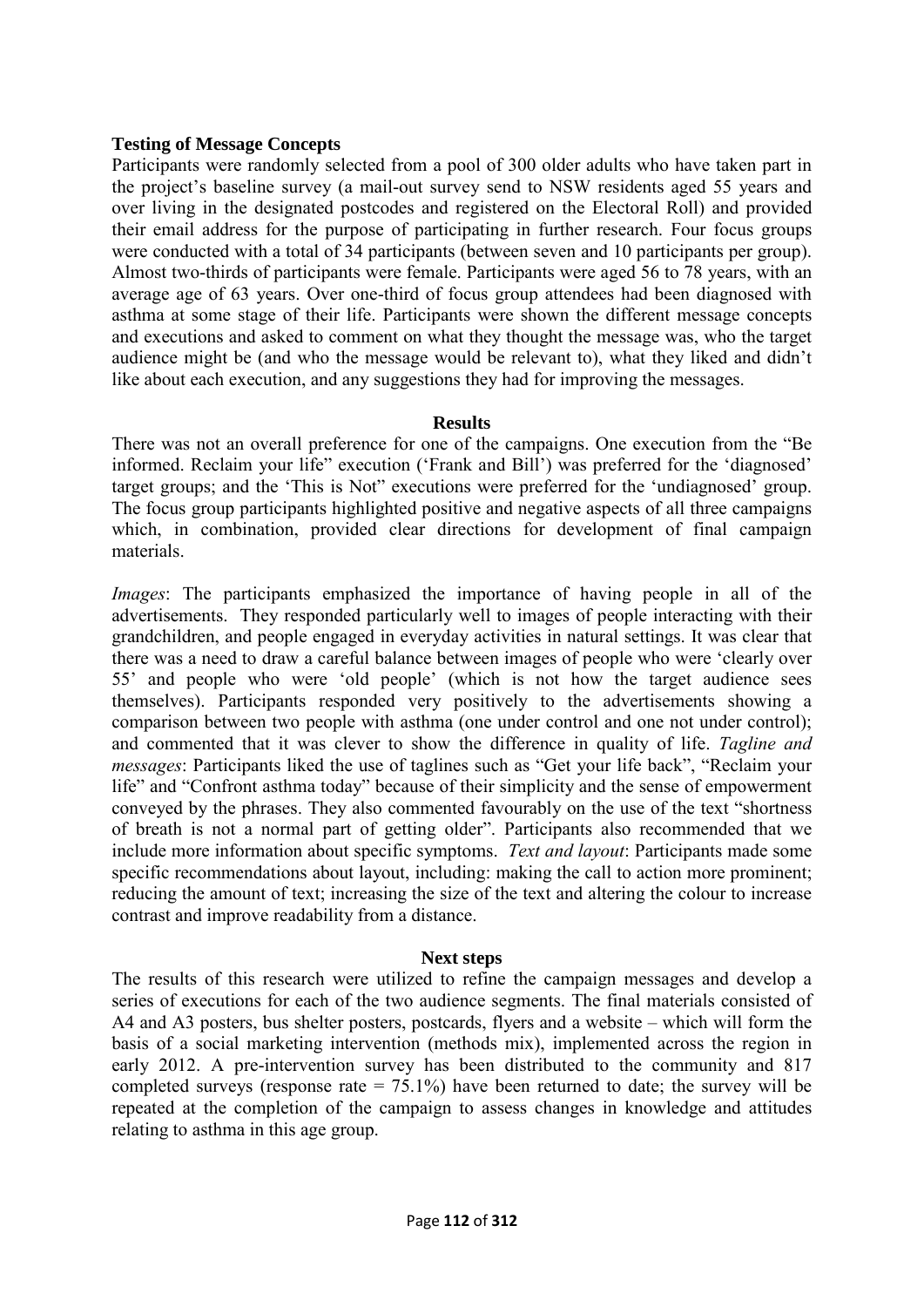**Testing of Message Concepts**

Participants were randomly selected from a pool of 300 older adults who have taken part in the project's baseline survey (a mail-out survey send to NSW residents aged 55 years and over living in the designated postcodes and registered on the Electoral Roll) and provided their email address for the purpose of participating in further research. Four focus groups were conducted with a total of 34 participants (between seven and 10 participants per group). Almost two-thirds of participants were female. Participants were aged 56 to 78 years, with an average age of 63 years. Over one-third of focus group attendees had been diagnosed with asthma at some stage of their life. Participants were shown the different message concepts and executions and asked to comment on what they thought the message was, who the target audience might be (and who the message would be relevant to), what they liked and didn't like about each execution, and any suggestions they had for improving the messages.

**Results**

There was not an overall preference for one of the campaigns. One execution from the "Be informed. Reclaim your life" execution ('Frank and Bill') was preferred for the 'diagnosed' target groups; and the 'This is Not" executions were preferred for the 'undiagnosed' group. The focus group participants highlighted positive and negative aspects of all three campaigns which, in combination, provided clear directions for development of final campaign materials.

*Images*: The participants emphasized the importance of having people in all of the advertisements. They responded particularly well to images of people interacting with their grandchildren, and people engaged in everyday activities in natural settings. It was clear that there was a need to draw a careful balance between images of people who were 'clearly over 55' and people who were 'old people' (which is not how the target audience sees themselves). Participants responded very positively to the advertisements showing a comparison between two people with asthma (one under control and one not under control); and commented that it was clever to show the difference in quality of life. *Tagline and messages*: Participants liked the use of taglines such as "Get your life back", "Reclaim your life" and "Confront asthma today" because of their simplicity and the sense of empowerment conveyed by the phrases. They also commented favourably on the use of the text "shortness of breath is not a normal part of getting older". Participants also recommended that we include more information about specific symptoms. *Text and layout*: Participants made some specific recommendations about layout, including: making the call to action more prominent; reducing the amount of text; increasing the size of the text and altering the colour to increase contrast and improve readability from a distance.

**Next steps**

The results of this research were utilized to refine the campaign messages and develop a series of executions for each of the two audience segments. The final materials consisted of A4 and A3 posters, bus shelter posters, postcards, flyers and a website – which will form the basis of a social marketing intervention (methods mix), implemented across the region in early 2012. A pre-intervention survey has been distributed to the community and 817 completed surveys (response rate = 75.1%) have been returned to date; the survey will be repeated at the completion of the campaign to assess changes in knowledge and attitudes relating to asthma in this age group.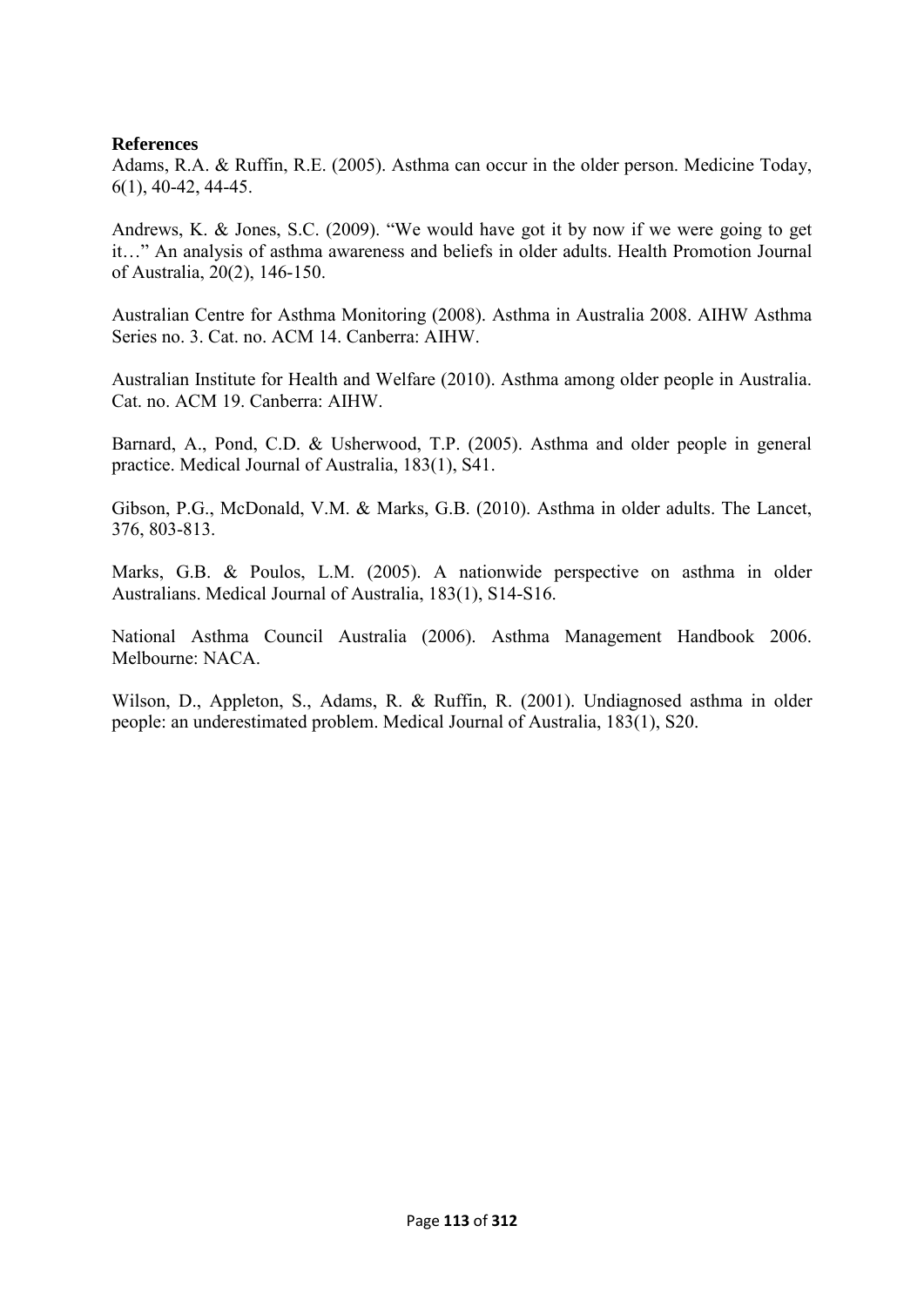**References**

Adams, R.A. & Ruffin, R.E. (2005). Asthma can occur in the older person. Medicine Today, 6(1), 40-42, 44-45.

Andrews, K. & Jones, S.C. (2009). "We would have got it by now if we were going to get it…" An analysis of asthma awareness and beliefs in older adults. Health Promotion Journal of Australia, 20(2), 146-150.

Australian Centre for Asthma Monitoring (2008). Asthma in Australia 2008. AIHW Asthma Series no. 3. Cat. no. ACM 14. Canberra: AIHW.

Australian Institute for Health and Welfare (2010). Asthma among older people in Australia. Cat. no. ACM 19. Canberra: AIHW.

Barnard, A., Pond, C.D. & Usherwood, T.P. (2005). Asthma and older people in general practice. Medical Journal of Australia, 183(1), S41.

Gibson, P.G., McDonald, V.M. & Marks, G.B. (2010). Asthma in older adults. The Lancet, 376, 803-813.

Marks, G.B. & Poulos, L.M. (2005). A nationwide perspective on asthma in older Australians. Medical Journal of Australia, 183(1), S14-S16.

National Asthma Council Australia (2006). Asthma Management Handbook 2006. Melbourne: NACA.

Wilson, D., Appleton, S., Adams, R. & Ruffin, R. (2001). Undiagnosed asthma in older people: an underestimated problem. Medical Journal of Australia, 183(1), S20.